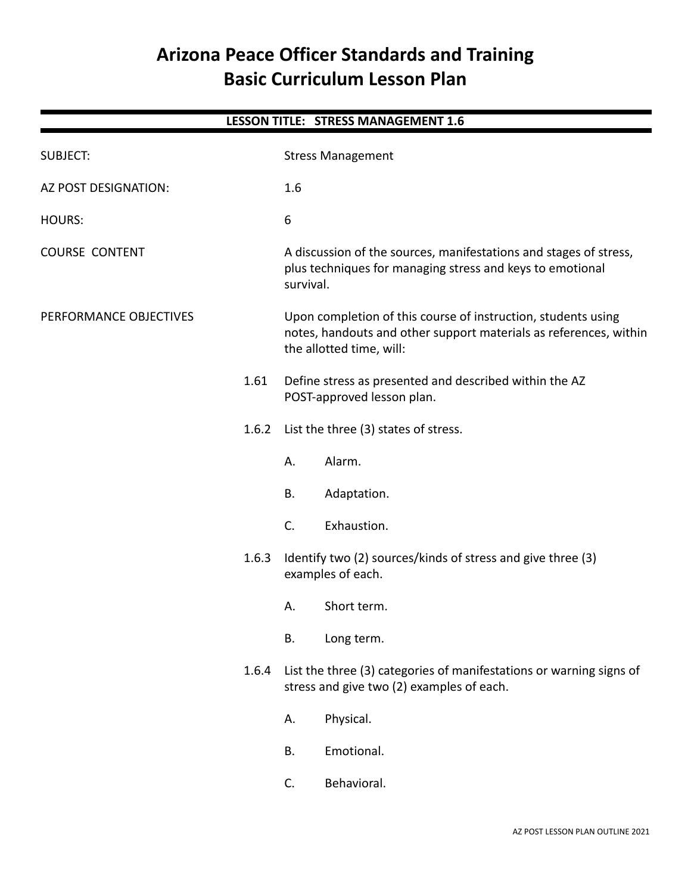# Arizona Peace Officer Standards and Training
# Basic Curriculum Lesson Plan

**LESSON TITLE: STRESS MANAGEMENT 1.6**

SUBJECT: Stress Management

AZ POST DESIGNATION: 1.6

HOURS: 6

COURSE CONTENT: A discussion of the sources, manifestations and stages of stress, plus techniques for managing stress and keys to emotional survival.

PERFORMANCE OBJECTIVES: Upon completion of this course of instruction, students using notes, handouts and other support materials as references, within the allotted time, will:

1.61 Define stress as presented and described within the AZ POST-approved lesson plan.

1.6.2 List the three (3) states of stress.

- A. Alarm.
- B. Adaptation.
- C. Exhaustion.

1.6.3 Identify two (2) sources/kinds of stress and give three (3) examples of each.

- A. Short term.
- B. Long term.

1.6.4 List the three (3) categories of manifestations or warning signs of stress and give two (2) examples of each.

- A. Physical.
- B. Emotional.
- C. Behavioral.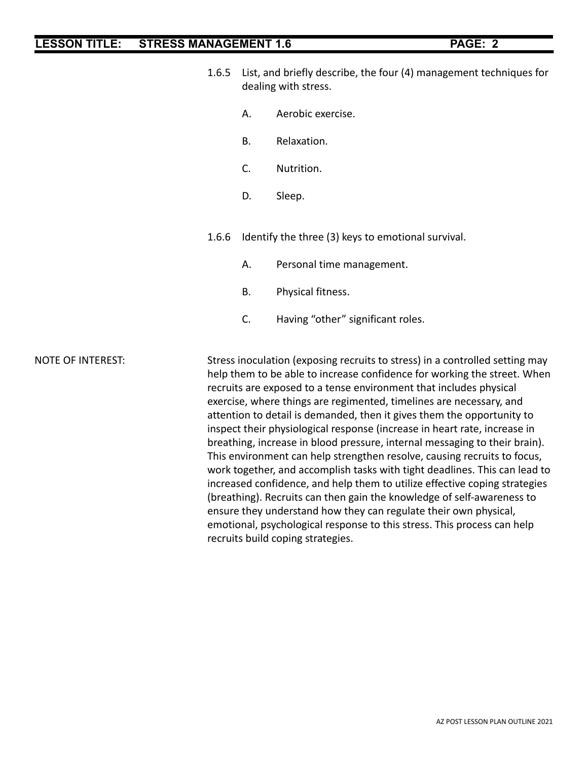1.6.5 List, and briefly describe, the four (4) management techniques for dealing with stress.

- A. Aerobic exercise.
- B. Relaxation.
- C. Nutrition.
- D. Sleep.

1.6.6 Identify the three (3) keys to emotional survival.

- A. Personal time management.
- B. Physical fitness.
- C. Having "other" significant roles.

NOTE OF INTEREST:

Stress inoculation (exposing recruits to stress) in a controlled setting may help them to be able to increase confidence for working the street. When recruits are exposed to a tense environment that includes physical exercise, where things are regimented, timelines are necessary, and attention to detail is demanded, then it gives them the opportunity to inspect their physiological response (increase in heart rate, increase in breathing, increase in blood pressure, internal messaging to their brain). This environment can help strengthen resolve, causing recruits to focus, work together, and accomplish tasks with tight deadlines. This can lead to increased confidence, and help them to utilize effective coping strategies (breathing). Recruits can then gain the knowledge of self-awareness to ensure they understand how they can regulate their own physical, emotional, psychological response to this stress. This process can help recruits build coping strategies.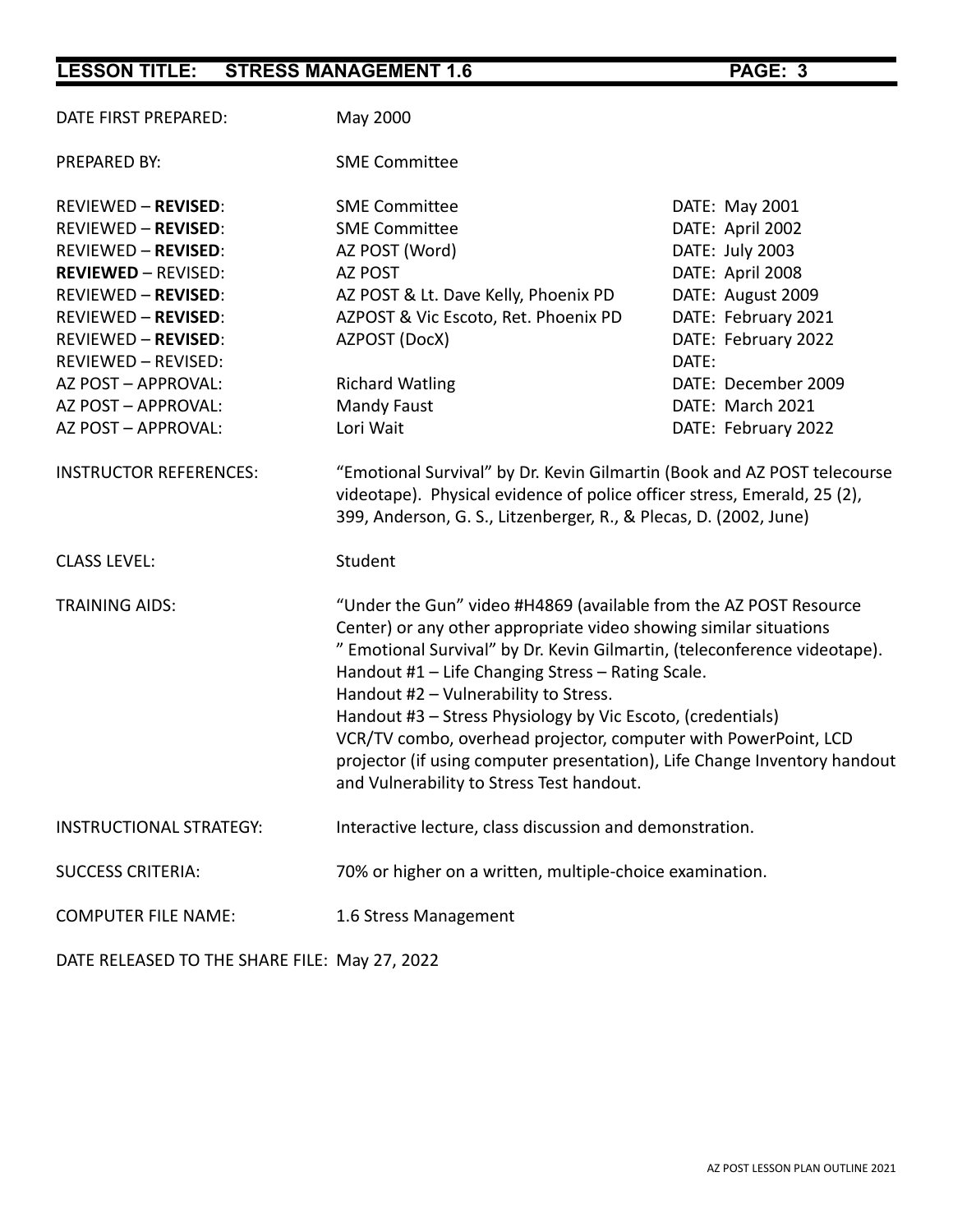DATE FIRST PREPARED: May 2000

PREPARED BY: SME Committee

| | | |
|---|---|---|
| REVIEWED – **REVISED**: | SME Committee | DATE: May 2001 |
| REVIEWED – **REVISED**: | SME Committee | DATE: April 2002 |
| REVIEWED – **REVISED**: | AZ POST (Word) | DATE: July 2003 |
| **REVIEWED** – REVISED: | AZ POST | DATE: April 2008 |
| REVIEWED – **REVISED**: | AZ POST & Lt. Dave Kelly, Phoenix PD | DATE: August 2009 |
| REVIEWED – **REVISED**: | AZPOST & Vic Escoto, Ret. Phoenix PD | DATE: February 2021 |
| REVIEWED – **REVISED**: | AZPOST (DocX) | DATE: February 2022 |
| REVIEWED – REVISED: | | DATE: |
| AZ POST – APPROVAL: | Richard Watling | DATE: December 2009 |
| AZ POST – APPROVAL: | Mandy Faust | DATE: March 2021 |
| AZ POST – APPROVAL: | Lori Wait | DATE: February 2022 |

INSTRUCTOR REFERENCES: "Emotional Survival" by Dr. Kevin Gilmartin (Book and AZ POST telecourse videotape). Physical evidence of police officer stress, Emerald, 25 (2), 399, Anderson, G. S., Litzenberger, R., & Plecas, D. (2002, June)

CLASS LEVEL: Student

TRAINING AIDS: "Under the Gun" video #H4869 (available from the AZ POST Resource Center) or any other appropriate video showing similar situations
" Emotional Survival" by Dr. Kevin Gilmartin, (teleconference videotape).
Handout #1 – Life Changing Stress – Rating Scale.
Handout #2 – Vulnerability to Stress.
Handout #3 – Stress Physiology by Vic Escoto, (credentials)
VCR/TV combo, overhead projector, computer with PowerPoint, LCD projector (if using computer presentation), Life Change Inventory handout and Vulnerability to Stress Test handout.

INSTRUCTIONAL STRATEGY: Interactive lecture, class discussion and demonstration.

SUCCESS CRITERIA: 70% or higher on a written, multiple-choice examination.

COMPUTER FILE NAME: 1.6 Stress Management

DATE RELEASED TO THE SHARE FILE: May 27, 2022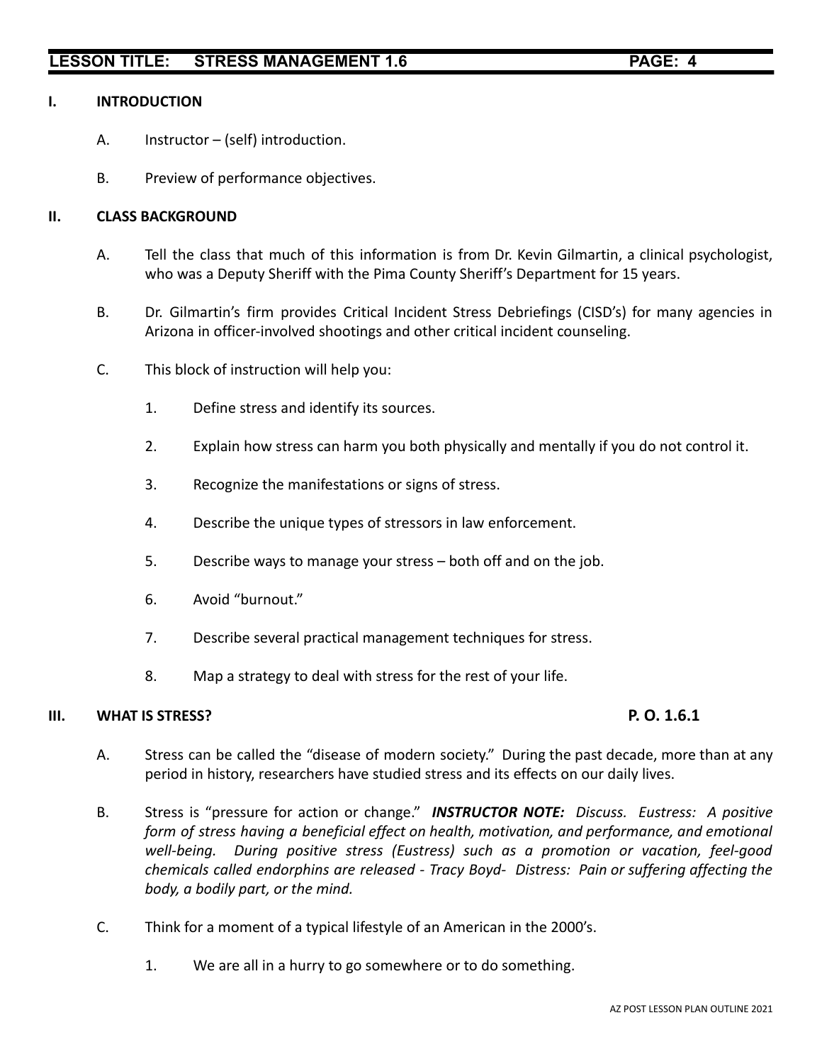## I. INTRODUCTION

A. Instructor – (self) introduction.

B. Preview of performance objectives.

## II. CLASS BACKGROUND

A. Tell the class that much of this information is from Dr. Kevin Gilmartin, a clinical psychologist, who was a Deputy Sheriff with the Pima County Sheriff's Department for 15 years.

B. Dr. Gilmartin's firm provides Critical Incident Stress Debriefings (CISD's) for many agencies in Arizona in officer-involved shootings and other critical incident counseling.

C. This block of instruction will help you:

1. Define stress and identify its sources.

2. Explain how stress can harm you both physically and mentally if you do not control it.

3. Recognize the manifestations or signs of stress.

4. Describe the unique types of stressors in law enforcement.

5. Describe ways to manage your stress – both off and on the job.

6. Avoid "burnout."

7. Describe several practical management techniques for stress.

8. Map a strategy to deal with stress for the rest of your life.

## III. WHAT IS STRESS? **P. O. 1.6.1**

A. Stress can be called the "disease of modern society." During the past decade, more than at any period in history, researchers have studied stress and its effects on our daily lives.

B. Stress is "pressure for action or change." ***INSTRUCTOR NOTE:*** *Discuss. Eustress: A positive form of stress having a beneficial effect on health, motivation, and performance, and emotional well-being. During positive stress (Eustress) such as a promotion or vacation, feel-good chemicals called endorphins are released - Tracy Boyd- Distress: Pain or suffering affecting the body, a bodily part, or the mind.*

C. Think for a moment of a typical lifestyle of an American in the 2000's.

1. We are all in a hurry to go somewhere or to do something.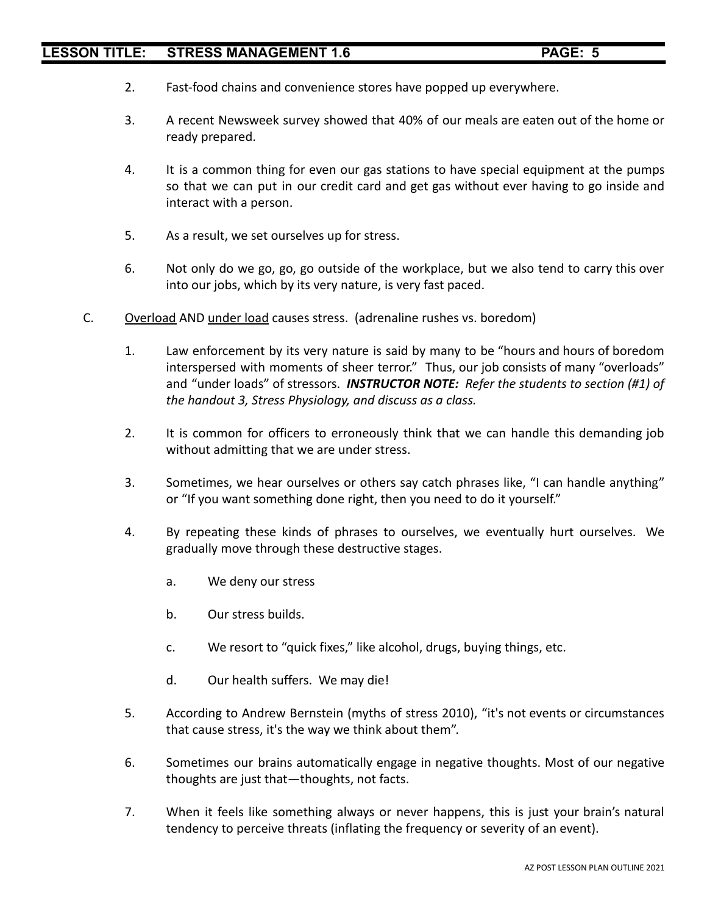2. Fast-food chains and convenience stores have popped up everywhere.

3. A recent Newsweek survey showed that 40% of our meals are eaten out of the home or ready prepared.

4. It is a common thing for even our gas stations to have special equipment at the pumps so that we can put in our credit card and get gas without ever having to go inside and interact with a person.

5. As a result, we set ourselves up for stress.

6. Not only do we go, go, go outside of the workplace, but we also tend to carry this over into our jobs, which by its very nature, is very fast paced.

C. <u>Overload</u> AND <u>under load</u> causes stress. (adrenaline rushes vs. boredom)

1. Law enforcement by its very nature is said by many to be "hours and hours of boredom interspersed with moments of sheer terror." Thus, our job consists of many "overloads" and "under loads" of stressors. ***INSTRUCTOR NOTE:*** *Refer the students to section (#1) of the handout 3, Stress Physiology, and discuss as a class.*

2. It is common for officers to erroneously think that we can handle this demanding job without admitting that we are under stress.

3. Sometimes, we hear ourselves or others say catch phrases like, "I can handle anything" or "If you want something done right, then you need to do it yourself."

4. By repeating these kinds of phrases to ourselves, we eventually hurt ourselves. We gradually move through these destructive stages.

   a. We deny our stress

   b. Our stress builds.

   c. We resort to "quick fixes," like alcohol, drugs, buying things, etc.

   d. Our health suffers. We may die!

5. According to Andrew Bernstein (myths of stress 2010), "it's not events or circumstances that cause stress, it's the way we think about them".

6. Sometimes our brains automatically engage in negative thoughts. Most of our negative thoughts are just that—thoughts, not facts.

7. When it feels like something always or never happens, this is just your brain's natural tendency to perceive threats (inflating the frequency or severity of an event).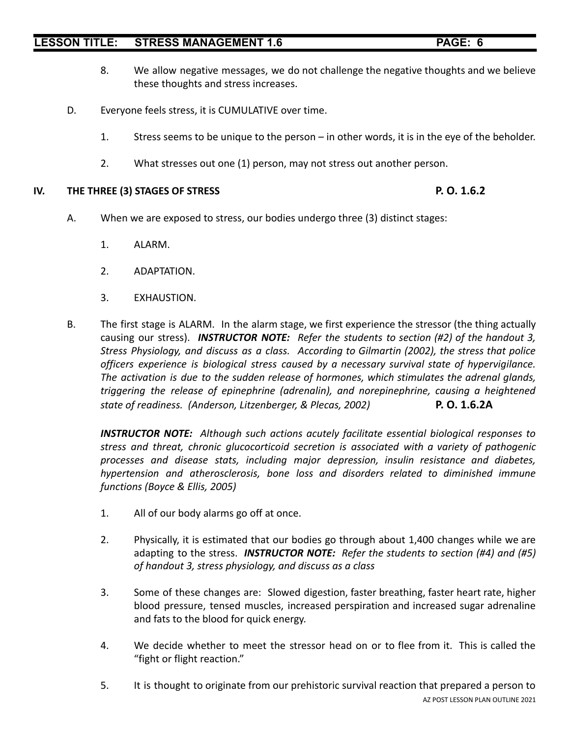8. We allow negative messages, we do not challenge the negative thoughts and we believe these thoughts and stress increases.

D. Everyone feels stress, it is CUMULATIVE over time.

1. Stress seems to be unique to the person – in other words, it is in the eye of the beholder.

2. What stresses out one (1) person, may not stress out another person.

## IV. THE THREE (3) STAGES OF STRESS **P. O. 1.6.2**

A. When we are exposed to stress, our bodies undergo three (3) distinct stages:

1. ALARM.

2. ADAPTATION.

3. EXHAUSTION.

B. The first stage is ALARM. In the alarm stage, we first experience the stressor (the thing actually causing our stress). ***INSTRUCTOR NOTE:*** *Refer the students to section (#2) of the handout 3, Stress Physiology, and discuss as a class. According to Gilmartin (2002), the stress that police officers experience is biological stress caused by a necessary survival state of hypervigilance. The activation is due to the sudden release of hormones, which stimulates the adrenal glands, triggering the release of epinephrine (adrenalin), and norepinephrine, causing a heightened state of readiness. (Anderson, Litzenberger, & Plecas, 2002)* **P. O. 1.6.2A**

***INSTRUCTOR NOTE:*** *Although such actions acutely facilitate essential biological responses to stress and threat, chronic glucocorticoid secretion is associated with a variety of pathogenic processes and disease stats, including major depression, insulin resistance and diabetes, hypertension and atherosclerosis, bone loss and disorders related to diminished immune functions (Boyce & Ellis, 2005)*

1. All of our body alarms go off at once.

2. Physically, it is estimated that our bodies go through about 1,400 changes while we are adapting to the stress. ***INSTRUCTOR NOTE:*** *Refer the students to section (#4) and (#5) of handout 3, stress physiology, and discuss as a class*

3. Some of these changes are: Slowed digestion, faster breathing, faster heart rate, higher blood pressure, tensed muscles, increased perspiration and increased sugar adrenaline and fats to the blood for quick energy.

4. We decide whether to meet the stressor head on or to flee from it. This is called the "fight or flight reaction."

5. It is thought to originate from our prehistoric survival reaction that prepared a person to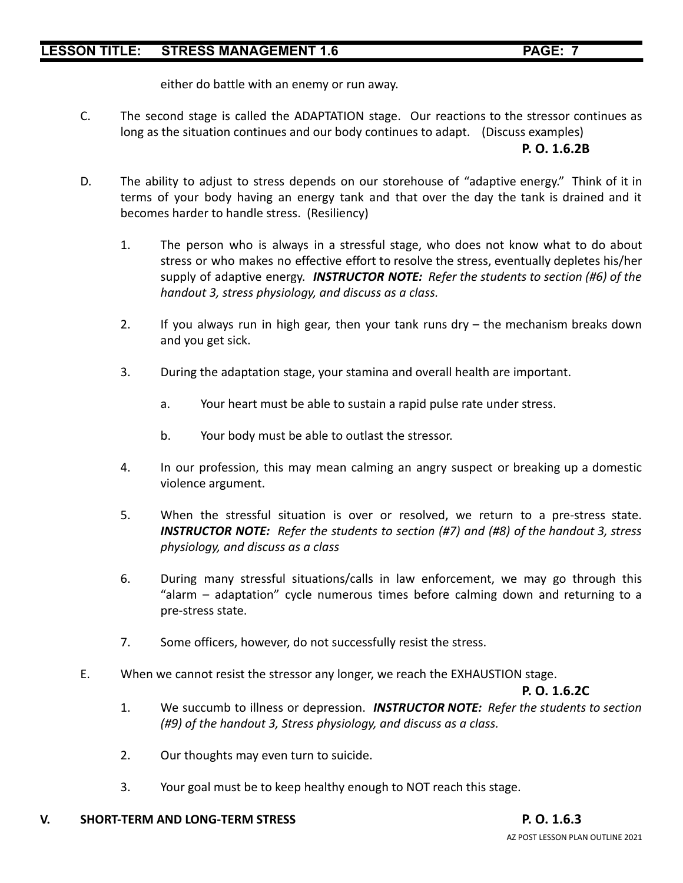either do battle with an enemy or run away.

C. The second stage is called the ADAPTATION stage. Our reactions to the stressor continues as long as the situation continues and our body continues to adapt. (Discuss examples)

**P. O. 1.6.2B**

D. The ability to adjust to stress depends on our storehouse of "adaptive energy." Think of it in terms of your body having an energy tank and that over the day the tank is drained and it becomes harder to handle stress. (Resiliency)

1. The person who is always in a stressful stage, who does not know what to do about stress or who makes no effective effort to resolve the stress, eventually depletes his/her supply of adaptive energy. ***INSTRUCTOR NOTE:*** *Refer the students to section (#6) of the handout 3, stress physiology, and discuss as a class.*

2. If you always run in high gear, then your tank runs dry – the mechanism breaks down and you get sick.

3. During the adaptation stage, your stamina and overall health are important.

   a. Your heart must be able to sustain a rapid pulse rate under stress.

   b. Your body must be able to outlast the stressor.

4. In our profession, this may mean calming an angry suspect or breaking up a domestic violence argument.

5. When the stressful situation is over or resolved, we return to a pre-stress state. ***INSTRUCTOR NOTE:*** *Refer the students to section (#7) and (#8) of the handout 3, stress physiology, and discuss as a class*

6. During many stressful situations/calls in law enforcement, we may go through this "alarm – adaptation" cycle numerous times before calming down and returning to a pre-stress state.

7. Some officers, however, do not successfully resist the stress.

E. When we cannot resist the stressor any longer, we reach the EXHAUSTION stage.

**P. O. 1.6.2C**

1. We succumb to illness or depression. ***INSTRUCTOR NOTE:*** *Refer the students to section (#9) of the handout 3, Stress physiology, and discuss as a class.*

2. Our thoughts may even turn to suicide.

3. Your goal must be to keep healthy enough to NOT reach this stage.

## V. SHORT-TERM AND LONG-TERM STRESS **P. O. 1.6.3**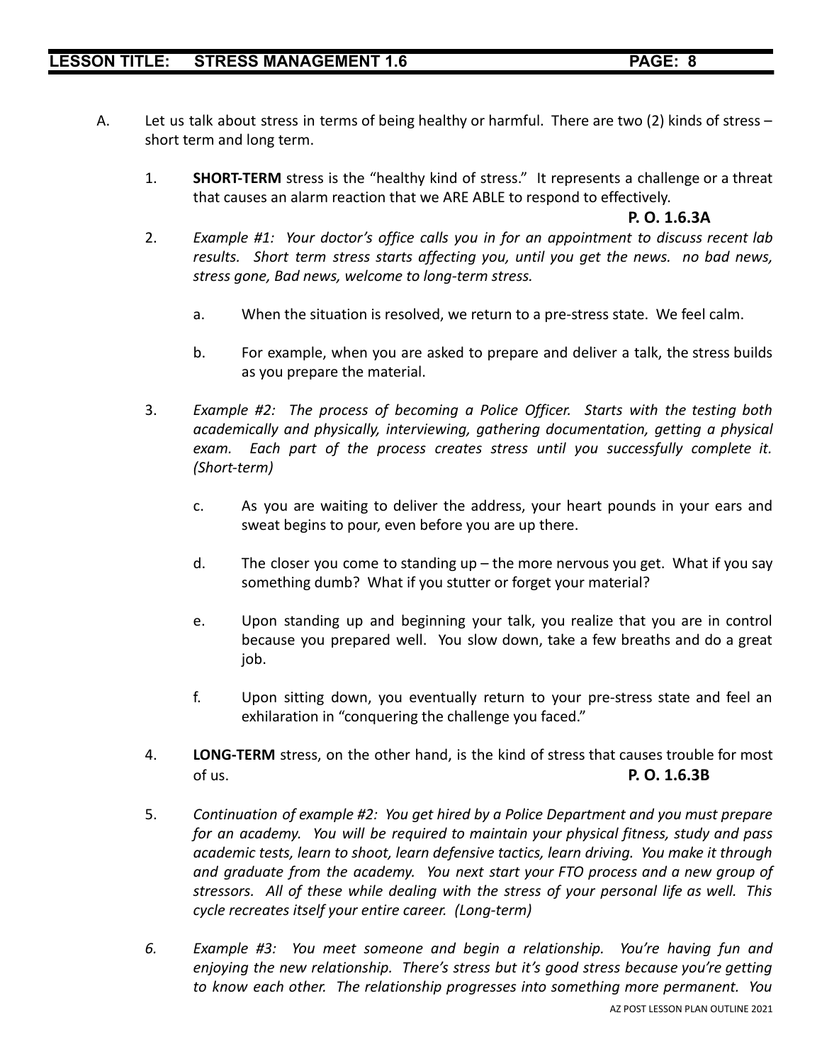A. Let us talk about stress in terms of being healthy or harmful. There are two (2) kinds of stress – short term and long term.

1. **SHORT-TERM** stress is the "healthy kind of stress." It represents a challenge or a threat that causes an alarm reaction that we ARE ABLE to respond to effectively.

   **P. O. 1.6.3A**

2. *Example #1: Your doctor's office calls you in for an appointment to discuss recent lab results. Short term stress starts affecting you, until you get the news. no bad news, stress gone, Bad news, welcome to long-term stress.*

   a. When the situation is resolved, we return to a pre-stress state. We feel calm.

   b. For example, when you are asked to prepare and deliver a talk, the stress builds as you prepare the material.

3. *Example #2: The process of becoming a Police Officer. Starts with the testing both academically and physically, interviewing, gathering documentation, getting a physical exam. Each part of the process creates stress until you successfully complete it. (Short-term)*

   c. As you are waiting to deliver the address, your heart pounds in your ears and sweat begins to pour, even before you are up there.

   d. The closer you come to standing up – the more nervous you get. What if you say something dumb? What if you stutter or forget your material?

   e. Upon standing up and beginning your talk, you realize that you are in control because you prepared well. You slow down, take a few breaths and do a great job.

   f. Upon sitting down, you eventually return to your pre-stress state and feel an exhilaration in "conquering the challenge you faced."

4. **LONG-TERM** stress, on the other hand, is the kind of stress that causes trouble for most of us. **P. O. 1.6.3B**

5. *Continuation of example #2: You get hired by a Police Department and you must prepare for an academy. You will be required to maintain your physical fitness, study and pass academic tests, learn to shoot, learn defensive tactics, learn driving. You make it through and graduate from the academy. You next start your FTO process and a new group of stressors. All of these while dealing with the stress of your personal life as well. This cycle recreates itself your entire career. (Long-term)*

6. *Example #3: You meet someone and begin a relationship. You're having fun and enjoying the new relationship. There's stress but it's good stress because you're getting to know each other. The relationship progresses into something more permanent. You*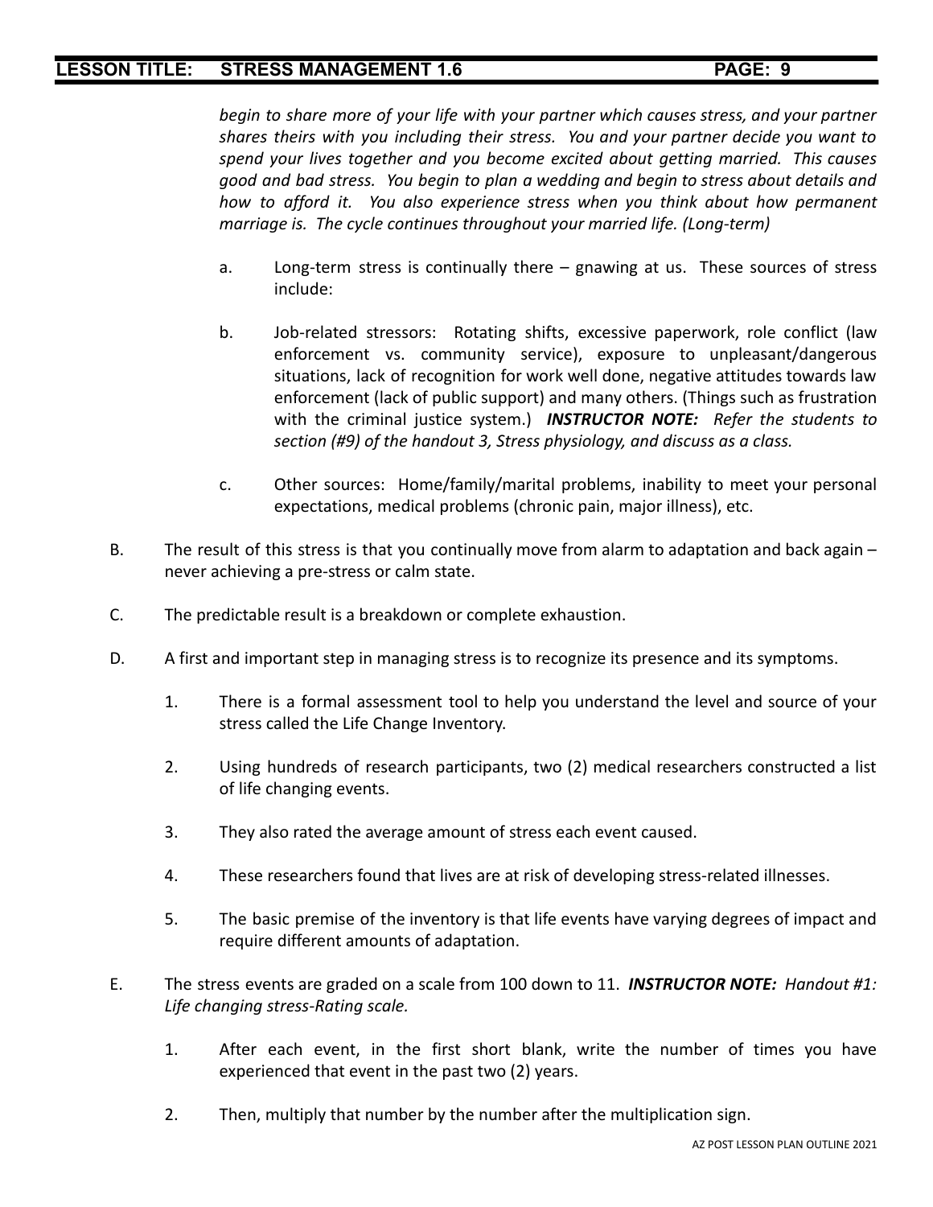*begin to share more of your life with your partner which causes stress, and your partner shares theirs with you including their stress. You and your partner decide you want to spend your lives together and you become excited about getting married. This causes good and bad stress. You begin to plan a wedding and begin to stress about details and how to afford it. You also experience stress when you think about how permanent marriage is. The cycle continues throughout your married life. (Long-term)*

a. Long-term stress is continually there – gnawing at us. These sources of stress include:

b. Job-related stressors: Rotating shifts, excessive paperwork, role conflict (law enforcement vs. community service), exposure to unpleasant/dangerous situations, lack of recognition for work well done, negative attitudes towards law enforcement (lack of public support) and many others. (Things such as frustration with the criminal justice system.) ***INSTRUCTOR NOTE:*** *Refer the students to section (#9) of the handout 3, Stress physiology, and discuss as a class.*

c. Other sources: Home/family/marital problems, inability to meet your personal expectations, medical problems (chronic pain, major illness), etc.

B. The result of this stress is that you continually move from alarm to adaptation and back again – never achieving a pre-stress or calm state.

C. The predictable result is a breakdown or complete exhaustion.

D. A first and important step in managing stress is to recognize its presence and its symptoms.

1. There is a formal assessment tool to help you understand the level and source of your stress called the Life Change Inventory.

2. Using hundreds of research participants, two (2) medical researchers constructed a list of life changing events.

3. They also rated the average amount of stress each event caused.

4. These researchers found that lives are at risk of developing stress-related illnesses.

5. The basic premise of the inventory is that life events have varying degrees of impact and require different amounts of adaptation.

E. The stress events are graded on a scale from 100 down to 11. ***INSTRUCTOR NOTE:*** *Handout #1: Life changing stress-Rating scale.*

1. After each event, in the first short blank, write the number of times you have experienced that event in the past two (2) years.

2. Then, multiply that number by the number after the multiplication sign.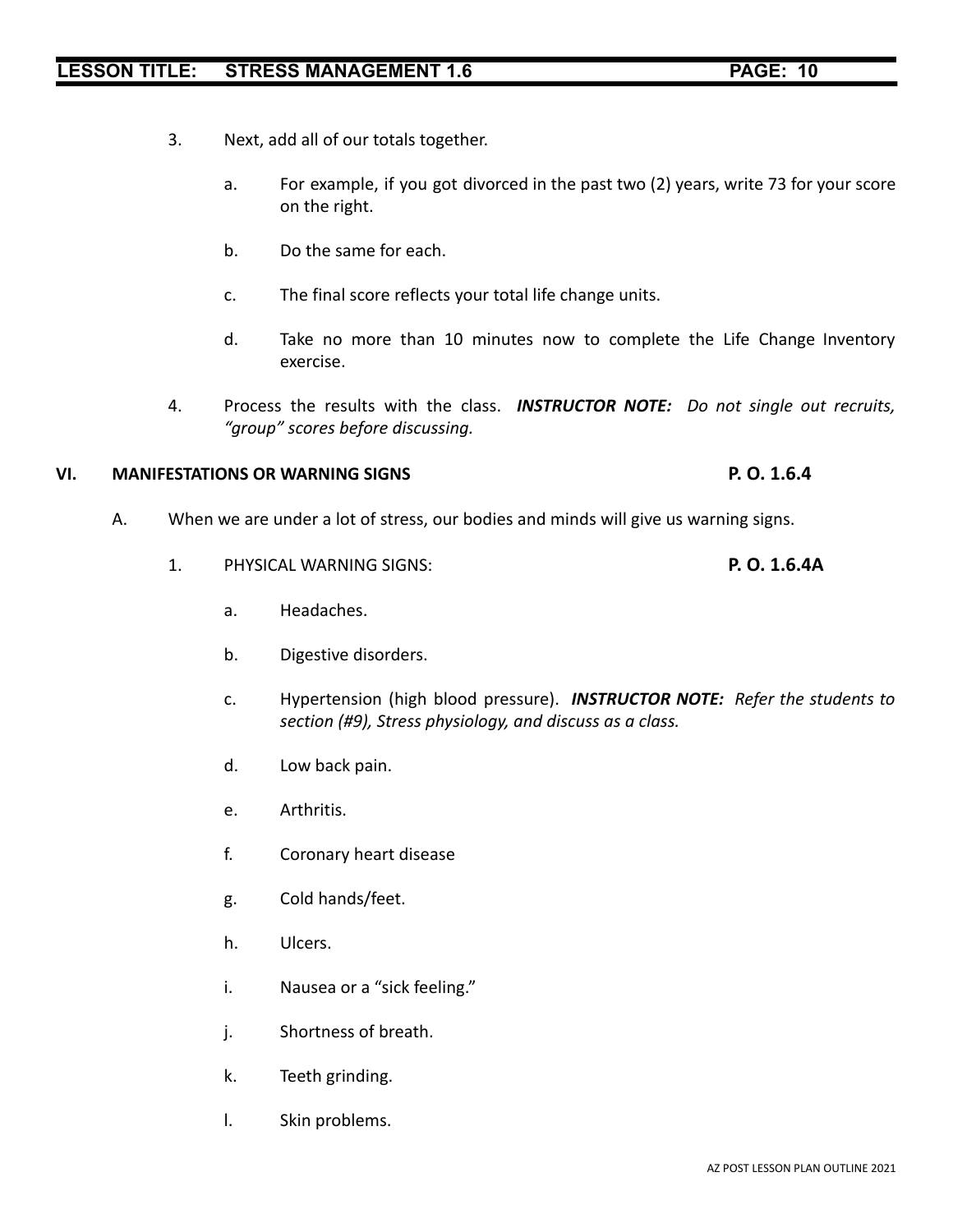3. Next, add all of our totals together.

    a. For example, if you got divorced in the past two (2) years, write 73 for your score on the right.

    b. Do the same for each.

    c. The final score reflects your total life change units.

    d. Take no more than 10 minutes now to complete the Life Change Inventory exercise.

4. Process the results with the class. ***INSTRUCTOR NOTE:*** *Do not single out recruits, "group" scores before discussing.*

## VI. MANIFESTATIONS OR WARNING SIGNS **P. O. 1.6.4**

A. When we are under a lot of stress, our bodies and minds will give us warning signs.

1. PHYSICAL WARNING SIGNS: **P. O. 1.6.4A**

    a. Headaches.

    b. Digestive disorders.

    c. Hypertension (high blood pressure). ***INSTRUCTOR NOTE:*** *Refer the students to section (#9), Stress physiology, and discuss as a class.*

    d. Low back pain.

    e. Arthritis.

    f. Coronary heart disease

    g. Cold hands/feet.

    h. Ulcers.

    i. Nausea or a "sick feeling."

    j. Shortness of breath.

    k. Teeth grinding.

    l. Skin problems.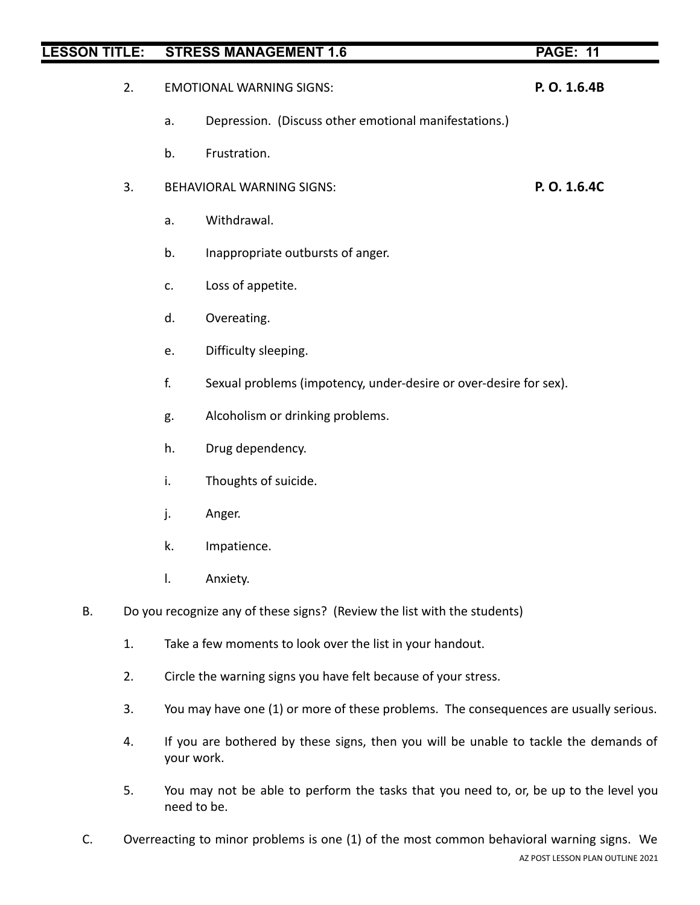2. EMOTIONAL WARNING SIGNS: **P. O. 1.6.4B**

   a. Depression. (Discuss other emotional manifestations.)

   b. Frustration.

3. BEHAVIORAL WARNING SIGNS: **P. O. 1.6.4C**

   a. Withdrawal.

   b. Inappropriate outbursts of anger.

   c. Loss of appetite.

   d. Overeating.

   e. Difficulty sleeping.

   f. Sexual problems (impotency, under-desire or over-desire for sex).

   g. Alcoholism or drinking problems.

   h. Drug dependency.

   i. Thoughts of suicide.

   j. Anger.

   k. Impatience.

   l. Anxiety.

B. Do you recognize any of these signs? (Review the list with the students)

   1. Take a few moments to look over the list in your handout.

   2. Circle the warning signs you have felt because of your stress.

   3. You may have one (1) or more of these problems. The consequences are usually serious.

   4. If you are bothered by these signs, then you will be unable to tackle the demands of your work.

   5. You may not be able to perform the tasks that you need to, or, be up to the level you need to be.

C. Overreacting to minor problems is one (1) of the most common behavioral warning signs. We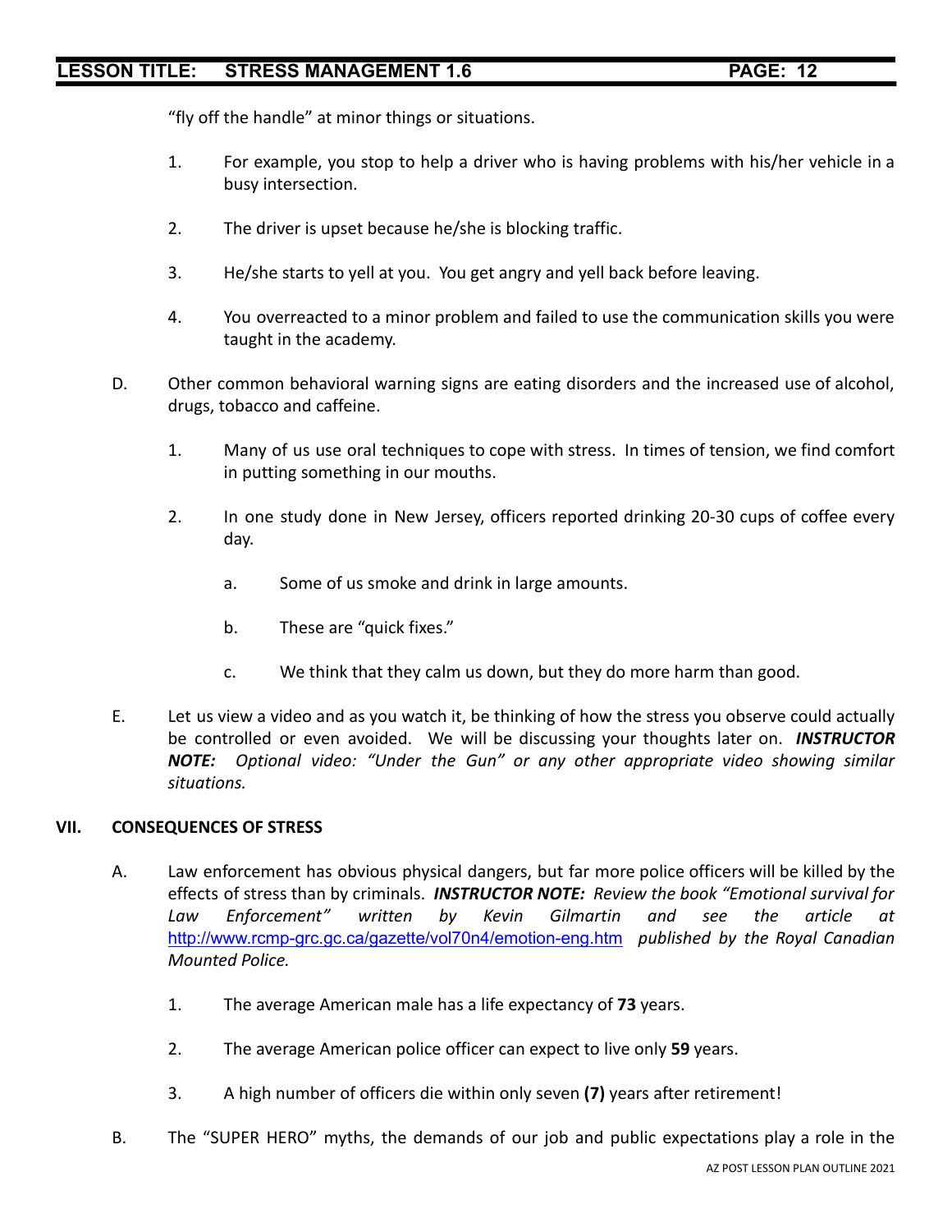"fly off the handle" at minor things or situations.

1. For example, you stop to help a driver who is having problems with his/her vehicle in a busy intersection.

2. The driver is upset because he/she is blocking traffic.

3. He/she starts to yell at you. You get angry and yell back before leaving.

4. You overreacted to a minor problem and failed to use the communication skills you were taught in the academy.

D. Other common behavioral warning signs are eating disorders and the increased use of alcohol, drugs, tobacco and caffeine.

1. Many of us use oral techniques to cope with stress. In times of tension, we find comfort in putting something in our mouths.

2. In one study done in New Jersey, officers reported drinking 20-30 cups of coffee every day.

   a. Some of us smoke and drink in large amounts.

   b. These are "quick fixes."

   c. We think that they calm us down, but they do more harm than good.

E. Let us view a video and as you watch it, be thinking of how the stress you observe could actually be controlled or even avoided. We will be discussing your thoughts later on. ***INSTRUCTOR NOTE:*** *Optional video: "Under the Gun" or any other appropriate video showing similar situations.*

## VII. CONSEQUENCES OF STRESS

A. Law enforcement has obvious physical dangers, but far more police officers will be killed by the effects of stress than by criminals. ***INSTRUCTOR NOTE:*** *Review the book "Emotional survival for Law Enforcement" written by Kevin Gilmartin and see the article at* http://www.rcmp-grc.gc.ca/gazette/vol70n4/emotion-eng.htm *published by the Royal Canadian Mounted Police.*

1. The average American male has a life expectancy of **73** years.

2. The average American police officer can expect to live only **59** years.

3. A high number of officers die within only seven **(7)** years after retirement!

B. The "SUPER HERO" myths, the demands of our job and public expectations play a role in the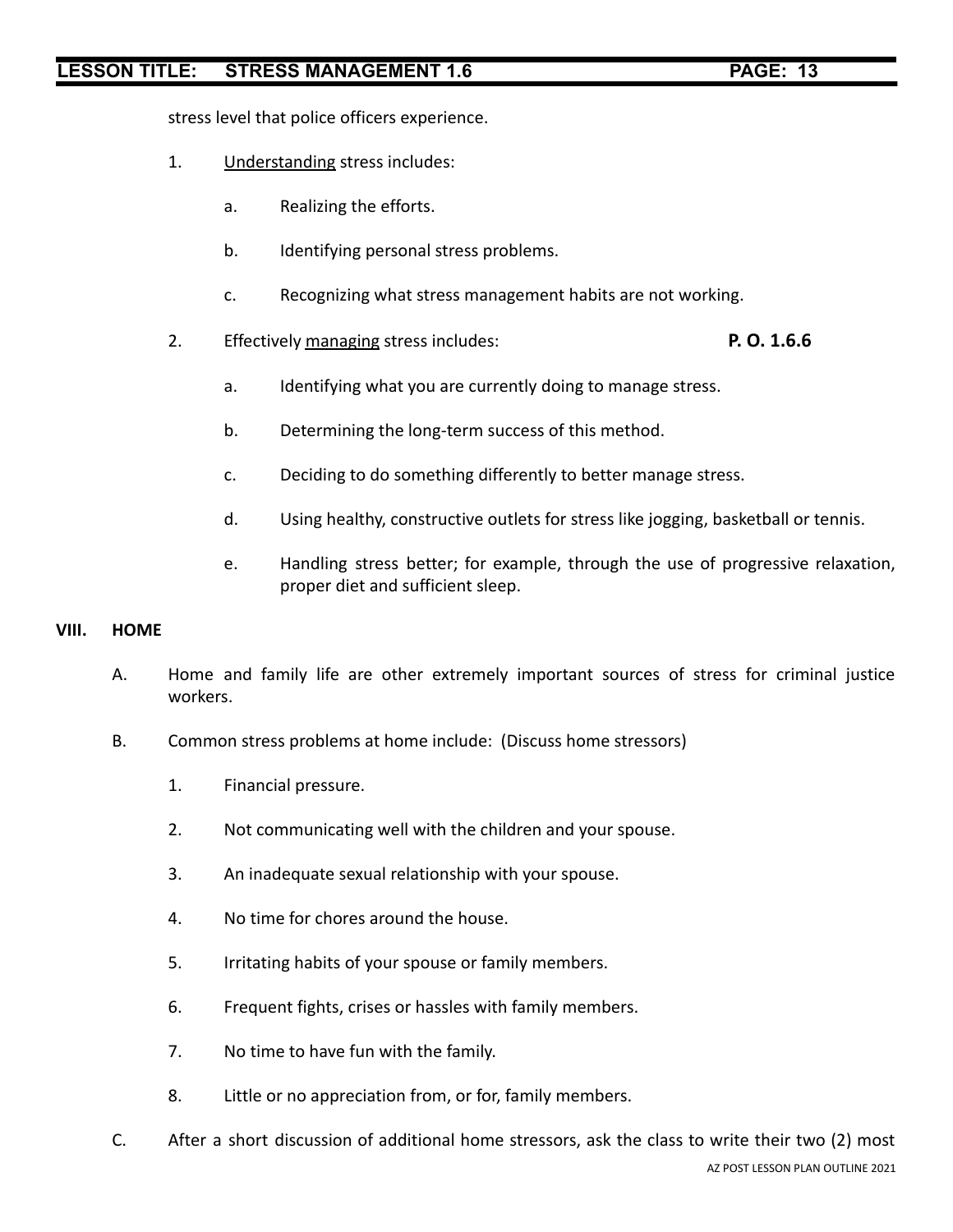stress level that police officers experience.

1. <u>Understanding</u> stress includes:

    a. Realizing the efforts.

    b. Identifying personal stress problems.

    c. Recognizing what stress management habits are not working.

2. Effectively <u>managing</u> stress includes: **P. O. 1.6.6**

    a. Identifying what you are currently doing to manage stress.

    b. Determining the long-term success of this method.

    c. Deciding to do something differently to better manage stress.

    d. Using healthy, constructive outlets for stress like jogging, basketball or tennis.

    e. Handling stress better; for example, through the use of progressive relaxation, proper diet and sufficient sleep.

**VIII. HOME**

A. Home and family life are other extremely important sources of stress for criminal justice workers.

B. Common stress problems at home include: (Discuss home stressors)

1. Financial pressure.

2. Not communicating well with the children and your spouse.

3. An inadequate sexual relationship with your spouse.

4. No time for chores around the house.

5. Irritating habits of your spouse or family members.

6. Frequent fights, crises or hassles with family members.

7. No time to have fun with the family.

8. Little or no appreciation from, or for, family members.

C. After a short discussion of additional home stressors, ask the class to write their two (2) most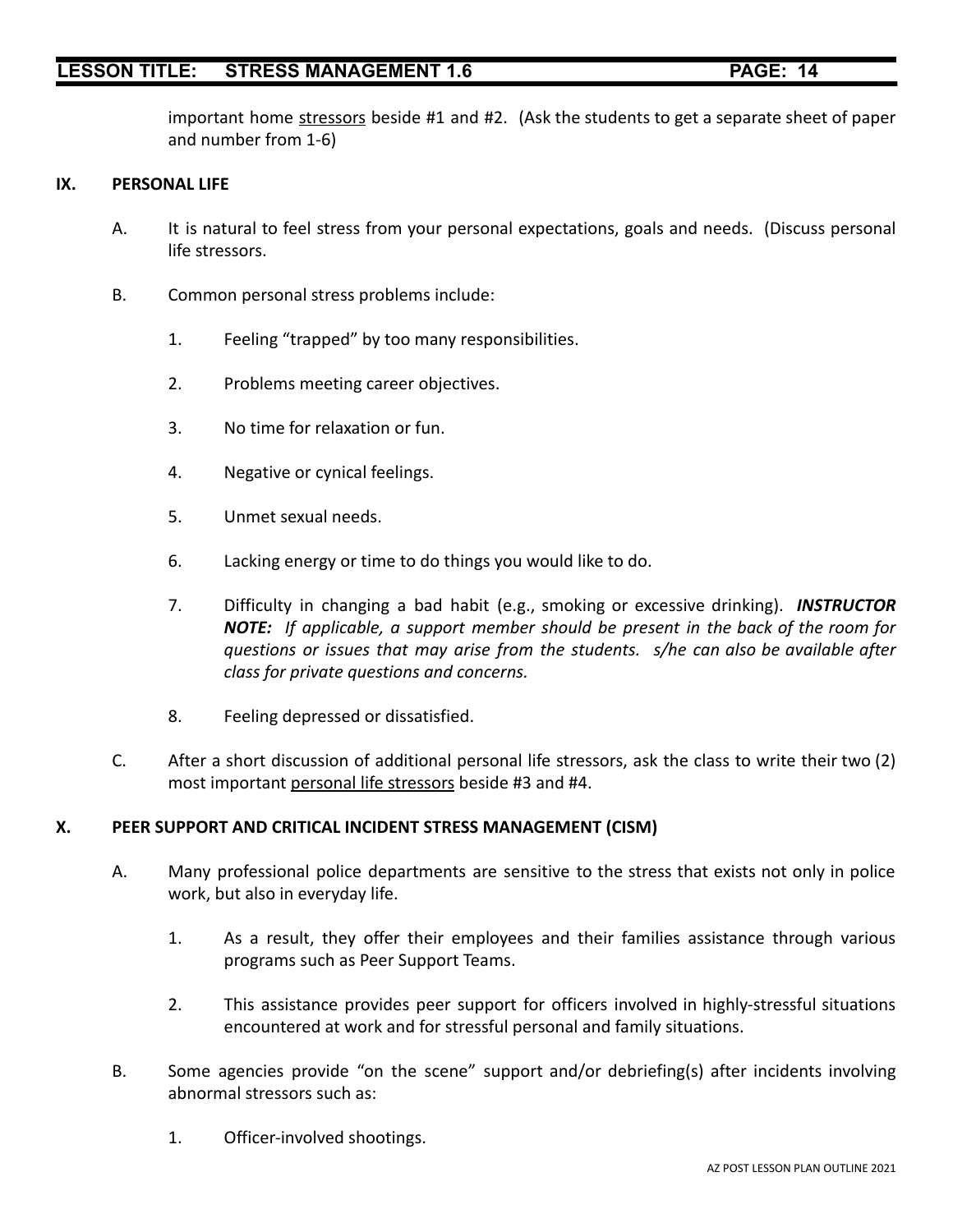important home <u>stressors</u> beside #1 and #2. (Ask the students to get a separate sheet of paper and number from 1-6)

## IX. PERSONAL LIFE

A. It is natural to feel stress from your personal expectations, goals and needs. (Discuss personal life stressors.

B. Common personal stress problems include:

1. Feeling “trapped” by too many responsibilities.

2. Problems meeting career objectives.

3. No time for relaxation or fun.

4. Negative or cynical feelings.

5. Unmet sexual needs.

6. Lacking energy or time to do things you would like to do.

7. Difficulty in changing a bad habit (e.g., smoking or excessive drinking). ***INSTRUCTOR NOTE:*** *If applicable, a support member should be present in the back of the room for questions or issues that may arise from the students. s/he can also be available after class for private questions and concerns.*

8. Feeling depressed or dissatisfied.

C. After a short discussion of additional personal life stressors, ask the class to write their two (2) most important <u>personal life stressors</u> beside #3 and #4.

## X. PEER SUPPORT AND CRITICAL INCIDENT STRESS MANAGEMENT (CISM)

A. Many professional police departments are sensitive to the stress that exists not only in police work, but also in everyday life.

1. As a result, they offer their employees and their families assistance through various programs such as Peer Support Teams.

2. This assistance provides peer support for officers involved in highly-stressful situations encountered at work and for stressful personal and family situations.

B. Some agencies provide “on the scene” support and/or debriefing(s) after incidents involving abnormal stressors such as:

1. Officer-involved shootings.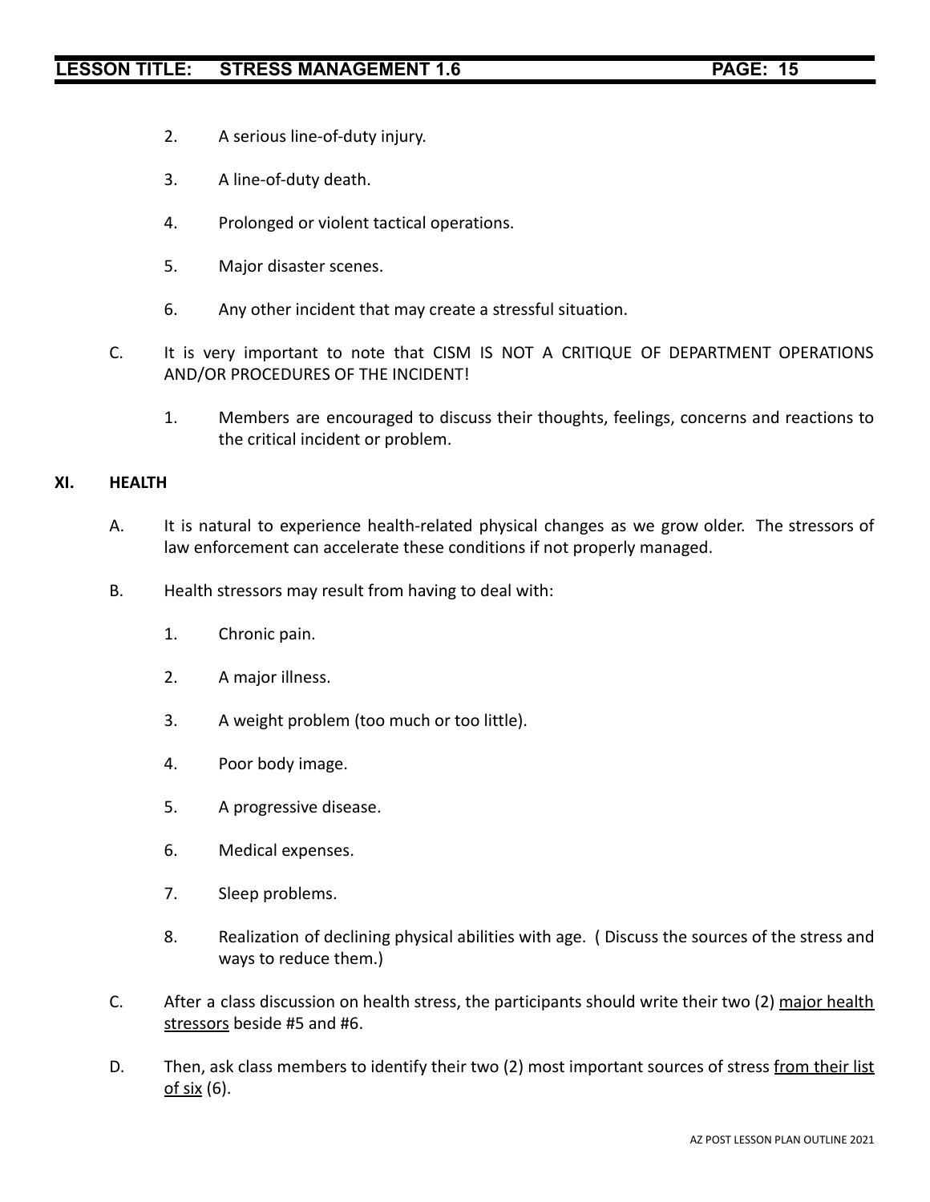2. A serious line-of-duty injury.

3. A line-of-duty death.

4. Prolonged or violent tactical operations.

5. Major disaster scenes.

6. Any other incident that may create a stressful situation.

C. It is very important to note that CISM IS NOT A CRITIQUE OF DEPARTMENT OPERATIONS AND/OR PROCEDURES OF THE INCIDENT!

1. Members are encouraged to discuss their thoughts, feelings, concerns and reactions to the critical incident or problem.

## XI. HEALTH

A. It is natural to experience health-related physical changes as we grow older. The stressors of law enforcement can accelerate these conditions if not properly managed.

B. Health stressors may result from having to deal with:

1. Chronic pain.

2. A major illness.

3. A weight problem (too much or too little).

4. Poor body image.

5. A progressive disease.

6. Medical expenses.

7. Sleep problems.

8. Realization of declining physical abilities with age. ( Discuss the sources of the stress and ways to reduce them.)

C. After a class discussion on health stress, the participants should write their two (2) <u>major health stressors</u> beside #5 and #6.

D. Then, ask class members to identify their two (2) most important sources of stress <u>from their list of six</u> (6).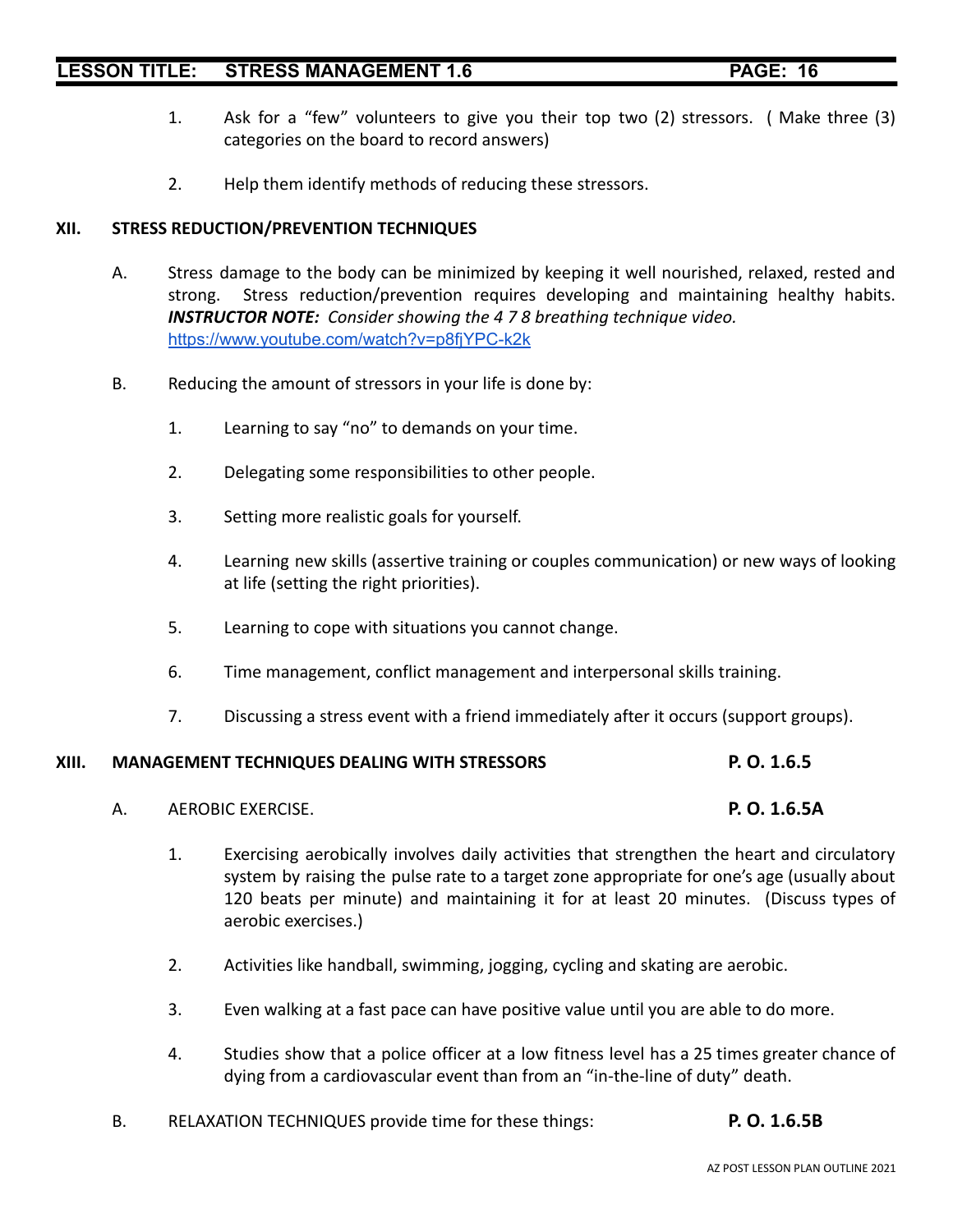1. Ask for a "few" volunteers to give you their top two (2) stressors. ( Make three (3) categories on the board to record answers)

2. Help them identify methods of reducing these stressors.

## XII. STRESS REDUCTION/PREVENTION TECHNIQUES

A. Stress damage to the body can be minimized by keeping it well nourished, relaxed, rested and strong. Stress reduction/prevention requires developing and maintaining healthy habits. ***INSTRUCTOR NOTE:*** *Consider showing the 4 7 8 breathing technique video.* https://www.youtube.com/watch?v=p8fjYPC-k2k

B. Reducing the amount of stressors in your life is done by:

1. Learning to say "no" to demands on your time.

2. Delegating some responsibilities to other people.

3. Setting more realistic goals for yourself.

4. Learning new skills (assertive training or couples communication) or new ways of looking at life (setting the right priorities).

5. Learning to cope with situations you cannot change.

6. Time management, conflict management and interpersonal skills training.

7. Discussing a stress event with a friend immediately after it occurs (support groups).

## XIII. MANAGEMENT TECHNIQUES DEALING WITH STRESSORS **P. O. 1.6.5**

A. AEROBIC EXERCISE. **P. O. 1.6.5A**

1. Exercising aerobically involves daily activities that strengthen the heart and circulatory system by raising the pulse rate to a target zone appropriate for one's age (usually about 120 beats per minute) and maintaining it for at least 20 minutes. (Discuss types of aerobic exercises.)

2. Activities like handball, swimming, jogging, cycling and skating are aerobic.

3. Even walking at a fast pace can have positive value until you are able to do more.

4. Studies show that a police officer at a low fitness level has a 25 times greater chance of dying from a cardiovascular event than from an "in-the-line of duty" death.

B. RELAXATION TECHNIQUES provide time for these things: **P. O. 1.6.5B**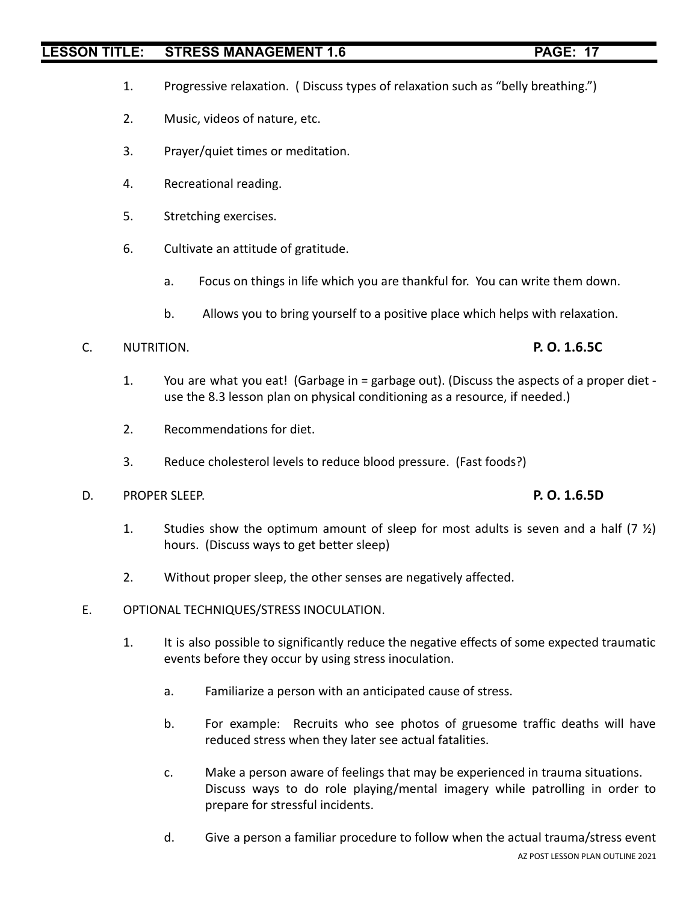1. Progressive relaxation. ( Discuss types of relaxation such as "belly breathing.")

2. Music, videos of nature, etc.

3. Prayer/quiet times or meditation.

4. Recreational reading.

5. Stretching exercises.

6. Cultivate an attitude of gratitude.

   a. Focus on things in life which you are thankful for. You can write them down.

   b. Allows you to bring yourself to a positive place which helps with relaxation.

C. NUTRITION. **P. O. 1.6.5C**

1. You are what you eat! (Garbage in = garbage out). (Discuss the aspects of a proper diet - use the 8.3 lesson plan on physical conditioning as a resource, if needed.)

2. Recommendations for diet.

3. Reduce cholesterol levels to reduce blood pressure. (Fast foods?)

D. PROPER SLEEP. **P. O. 1.6.5D**

1. Studies show the optimum amount of sleep for most adults is seven and a half (7 ½) hours. (Discuss ways to get better sleep)

2. Without proper sleep, the other senses are negatively affected.

E. OPTIONAL TECHNIQUES/STRESS INOCULATION.

1. It is also possible to significantly reduce the negative effects of some expected traumatic events before they occur by using stress inoculation.

   a. Familiarize a person with an anticipated cause of stress.

   b. For example: Recruits who see photos of gruesome traffic deaths will have reduced stress when they later see actual fatalities.

   c. Make a person aware of feelings that may be experienced in trauma situations. Discuss ways to do role playing/mental imagery while patrolling in order to prepare for stressful incidents.

   d. Give a person a familiar procedure to follow when the actual trauma/stress event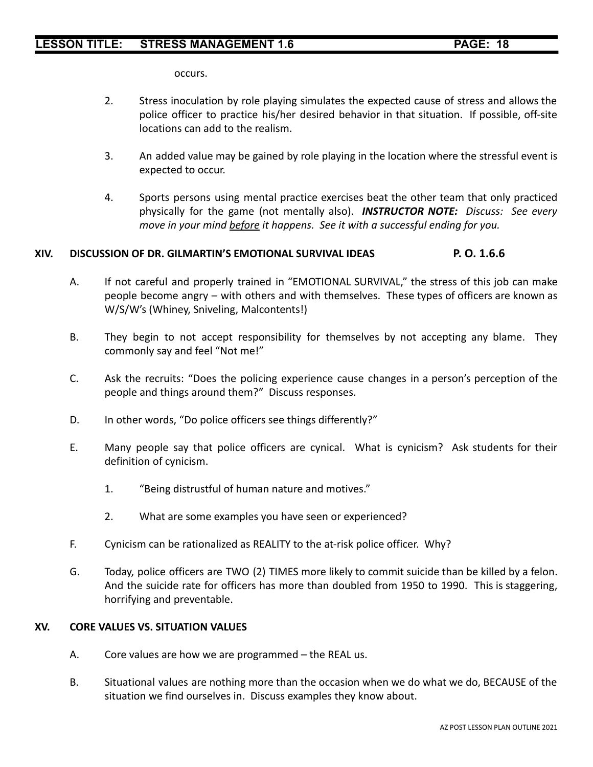occurs.

2. Stress inoculation by role playing simulates the expected cause of stress and allows the police officer to practice his/her desired behavior in that situation. If possible, off-site locations can add to the realism.

3. An added value may be gained by role playing in the location where the stressful event is expected to occur.

4. Sports persons using mental practice exercises beat the other team that only practiced physically for the game (not mentally also). ***INSTRUCTOR NOTE:*** *Discuss: See every move in your mind* ***before*** *it happens. See it with a successful ending for you.*

## XIV. DISCUSSION OF DR. GILMARTIN'S EMOTIONAL SURVIVAL IDEAS P. O. 1.6.6

A. If not careful and properly trained in "EMOTIONAL SURVIVAL," the stress of this job can make people become angry – with others and with themselves. These types of officers are known as W/S/W's (Whiney, Sniveling, Malcontents!)

B. They begin to not accept responsibility for themselves by not accepting any blame. They commonly say and feel "Not me!"

C. Ask the recruits: "Does the policing experience cause changes in a person's perception of the people and things around them?" Discuss responses.

D. In other words, "Do police officers see things differently?"

E. Many people say that police officers are cynical. What is cynicism? Ask students for their definition of cynicism.

1. "Being distrustful of human nature and motives."

2. What are some examples you have seen or experienced?

F. Cynicism can be rationalized as REALITY to the at-risk police officer. Why?

G. Today, police officers are TWO (2) TIMES more likely to commit suicide than be killed by a felon. And the suicide rate for officers has more than doubled from 1950 to 1990. This is staggering, horrifying and preventable.

## XV. CORE VALUES VS. SITUATION VALUES

A. Core values are how we are programmed – the REAL us.

B. Situational values are nothing more than the occasion when we do what we do, BECAUSE of the situation we find ourselves in. Discuss examples they know about.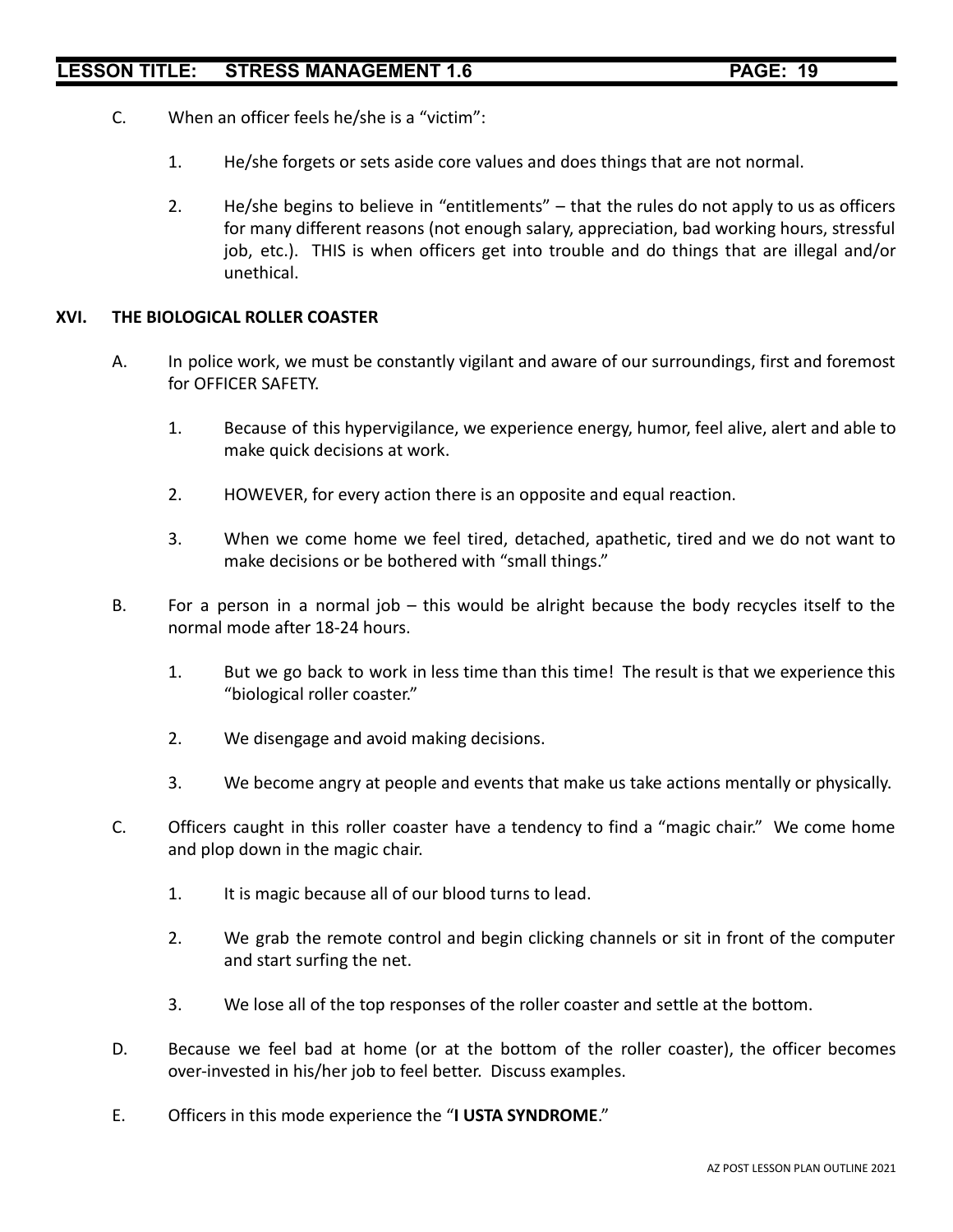C. When an officer feels he/she is a "victim":

   1. He/she forgets or sets aside core values and does things that are not normal.

   2. He/she begins to believe in "entitlements" – that the rules do not apply to us as officers for many different reasons (not enough salary, appreciation, bad working hours, stressful job, etc.). THIS is when officers get into trouble and do things that are illegal and/or unethical.

## XVI. THE BIOLOGICAL ROLLER COASTER

A. In police work, we must be constantly vigilant and aware of our surroundings, first and foremost for OFFICER SAFETY.

   1. Because of this hypervigilance, we experience energy, humor, feel alive, alert and able to make quick decisions at work.

   2. HOWEVER, for every action there is an opposite and equal reaction.

   3. When we come home we feel tired, detached, apathetic, tired and we do not want to make decisions or be bothered with "small things."

B. For a person in a normal job – this would be alright because the body recycles itself to the normal mode after 18-24 hours.

   1. But we go back to work in less time than this time! The result is that we experience this "biological roller coaster."

   2. We disengage and avoid making decisions.

   3. We become angry at people and events that make us take actions mentally or physically.

C. Officers caught in this roller coaster have a tendency to find a "magic chair." We come home and plop down in the magic chair.

   1. It is magic because all of our blood turns to lead.

   2. We grab the remote control and begin clicking channels or sit in front of the computer and start surfing the net.

   3. We lose all of the top responses of the roller coaster and settle at the bottom.

D. Because we feel bad at home (or at the bottom of the roller coaster), the officer becomes over-invested in his/her job to feel better. Discuss examples.

E. Officers in this mode experience the "**I USTA SYNDROME**."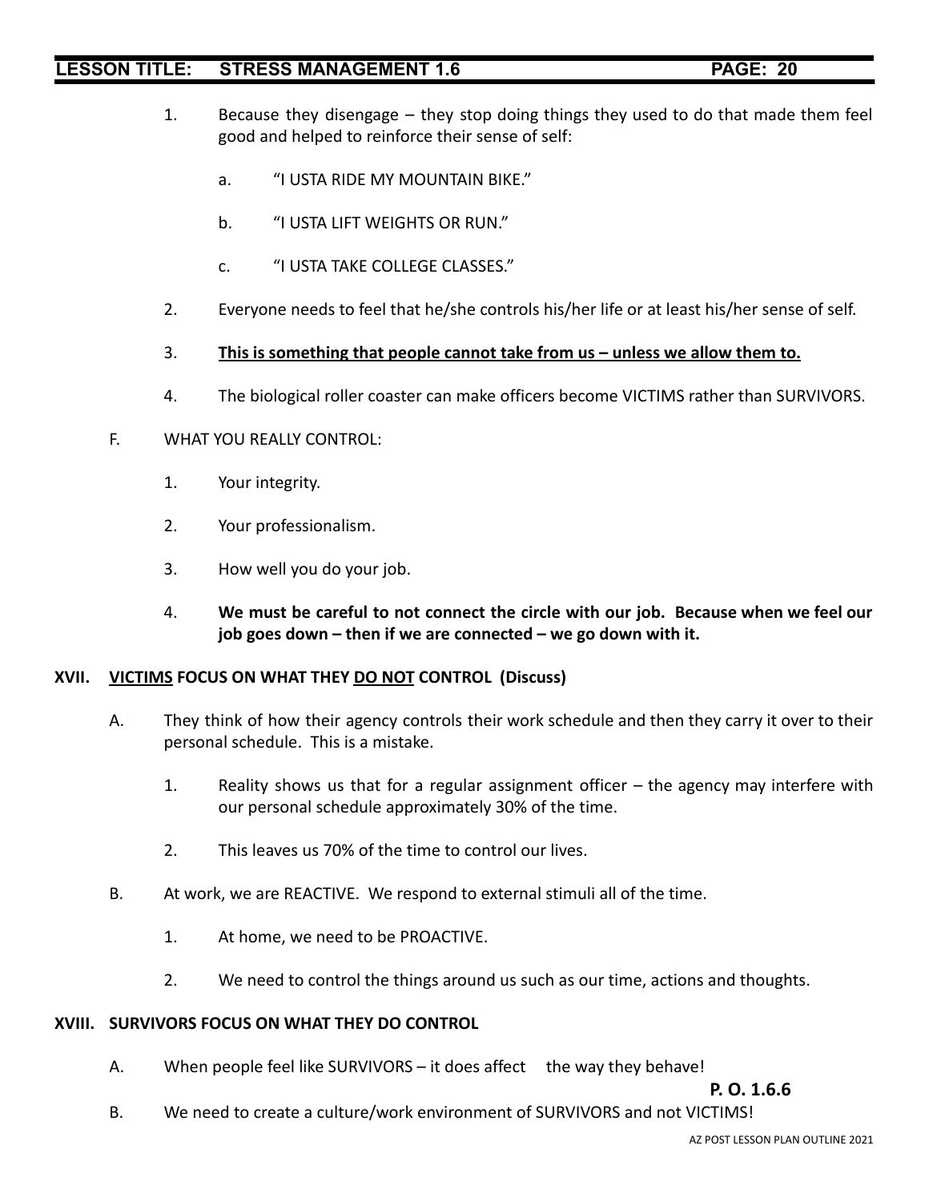1. Because they disengage – they stop doing things they used to do that made them feel good and helped to reinforce their sense of self:

   a. "I USTA RIDE MY MOUNTAIN BIKE."

   b. "I USTA LIFT WEIGHTS OR RUN."

   c. "I USTA TAKE COLLEGE CLASSES."

2. Everyone needs to feel that he/she controls his/her life or at least his/her sense of self.

3. **<u>This is something that people cannot take from us – unless we allow them to.</u>**

4. The biological roller coaster can make officers become VICTIMS rather than SURVIVORS.

F. WHAT YOU REALLY CONTROL:

1. Your integrity.

2. Your professionalism.

3. How well you do your job.

4. **We must be careful to not connect the circle with our job. Because when we feel our job goes down – then if we are connected – we go down with it.**

## XVII. <u>VICTIMS</u> FOCUS ON WHAT THEY <u>DO NOT</u> CONTROL (Discuss)

A. They think of how their agency controls their work schedule and then they carry it over to their personal schedule. This is a mistake.

1. Reality shows us that for a regular assignment officer – the agency may interfere with our personal schedule approximately 30% of the time.

2. This leaves us 70% of the time to control our lives.

B. At work, we are REACTIVE. We respond to external stimuli all of the time.

1. At home, we need to be PROACTIVE.

2. We need to control the things around us such as our time, actions and thoughts.

## XVIII. SURVIVORS FOCUS ON WHAT THEY DO CONTROL

A. When people feel like SURVIVORS – it does affect the way they behave!

**P. O. 1.6.6**

B. We need to create a culture/work environment of SURVIVORS and not VICTIMS!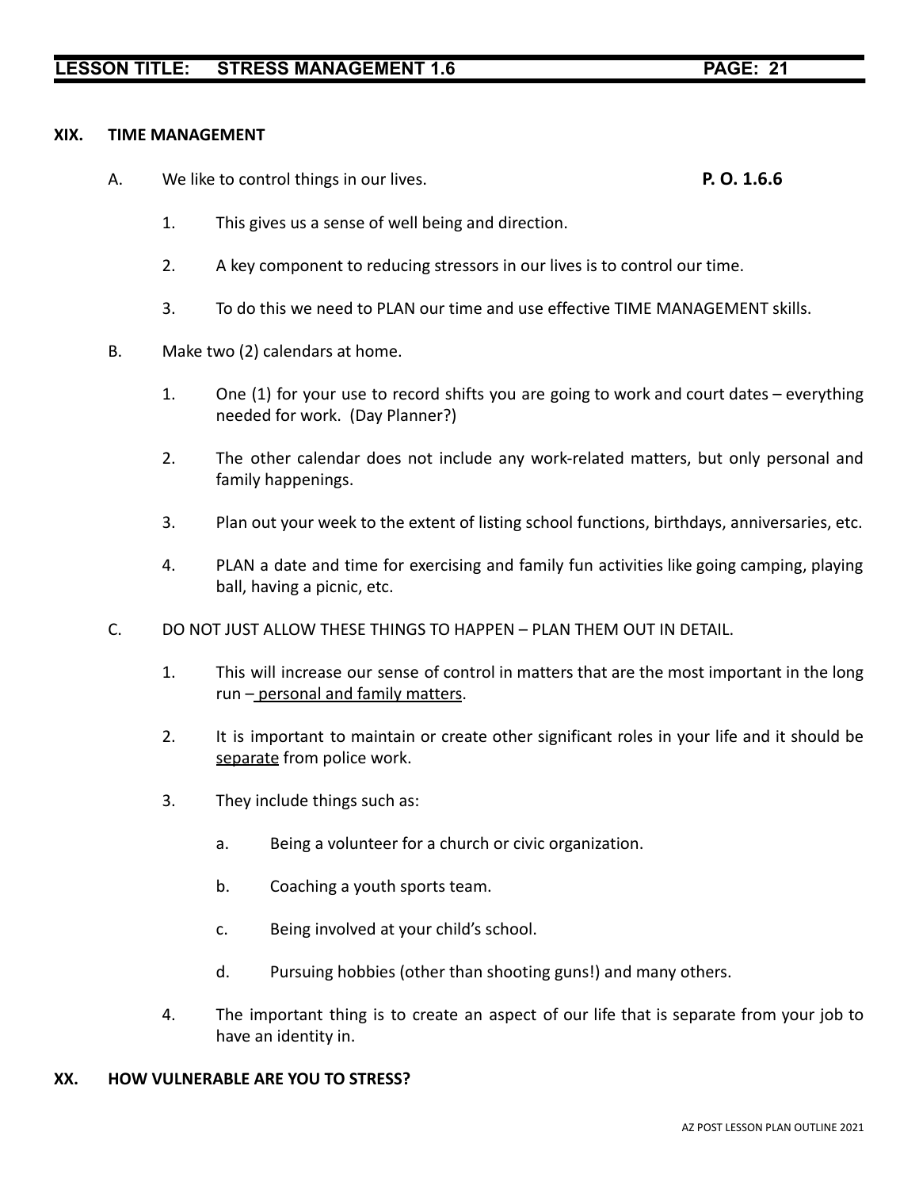## XIX. TIME MANAGEMENT

A. We like to control things in our lives. **P. O. 1.6.6**

1. This gives us a sense of well being and direction.

2. A key component to reducing stressors in our lives is to control our time.

3. To do this we need to PLAN our time and use effective TIME MANAGEMENT skills.

B. Make two (2) calendars at home.

1. One (1) for your use to record shifts you are going to work and court dates – everything needed for work. (Day Planner?)

2. The other calendar does not include any work-related matters, but only personal and family happenings.

3. Plan out your week to the extent of listing school functions, birthdays, anniversaries, etc.

4. PLAN a date and time for exercising and family fun activities like going camping, playing ball, having a picnic, etc.

C. DO NOT JUST ALLOW THESE THINGS TO HAPPEN – PLAN THEM OUT IN DETAIL.

1. This will increase our sense of control in matters that are the most important in the long run – <u>personal and family matters</u>.

2. It is important to maintain or create other significant roles in your life and it should be <u>separate</u> from police work.

3. They include things such as:

   a. Being a volunteer for a church or civic organization.

   b. Coaching a youth sports team.

   c. Being involved at your child's school.

   d. Pursuing hobbies (other than shooting guns!) and many others.

4. The important thing is to create an aspect of our life that is separate from your job to have an identity in.

## XX. HOW VULNERABLE ARE YOU TO STRESS?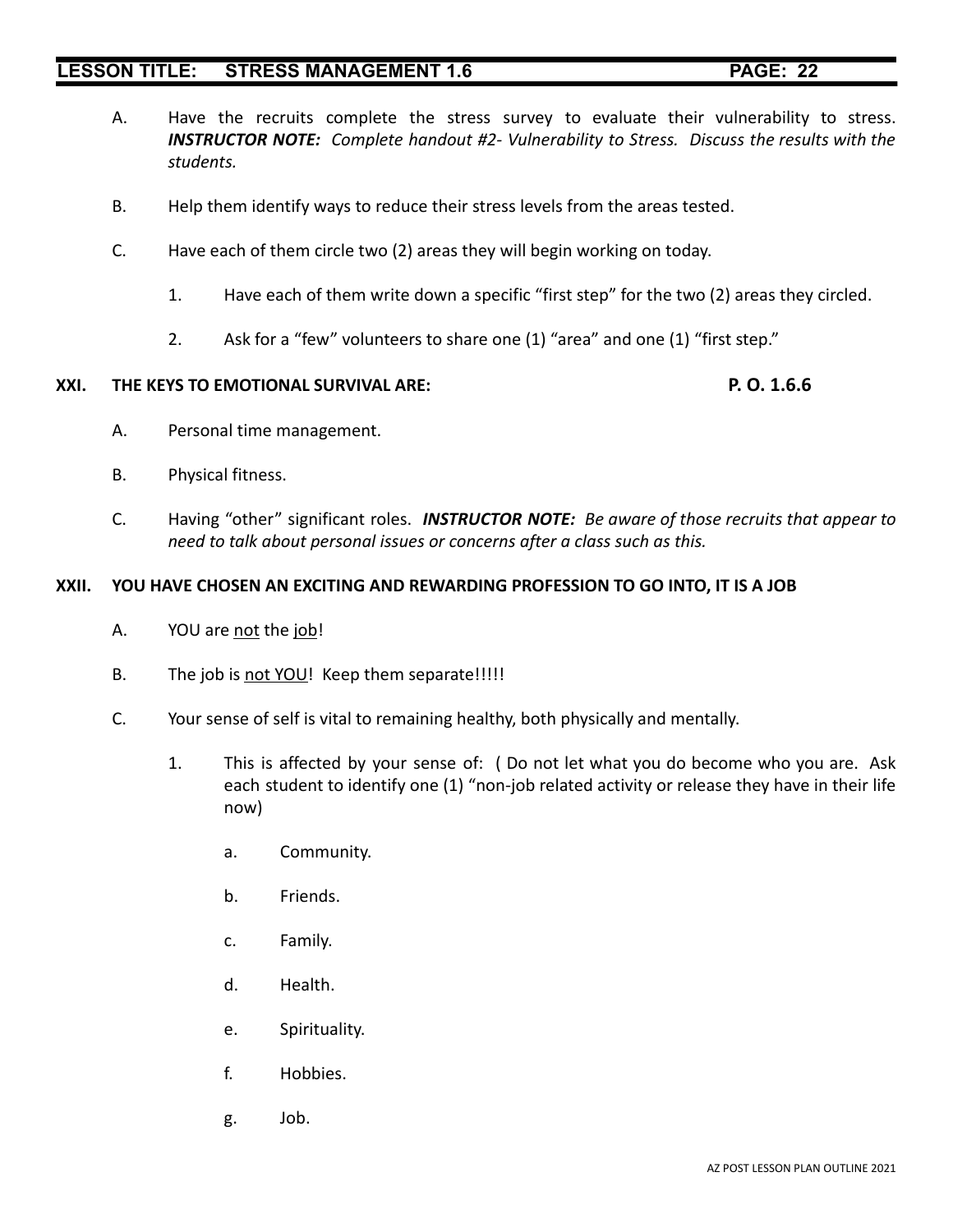A. Have the recruits complete the stress survey to evaluate their vulnerability to stress. ***INSTRUCTOR NOTE:*** *Complete handout #2- Vulnerability to Stress. Discuss the results with the students.*

B. Help them identify ways to reduce their stress levels from the areas tested.

C. Have each of them circle two (2) areas they will begin working on today.

   1. Have each of them write down a specific "first step" for the two (2) areas they circled.

   2. Ask for a "few" volunteers to share one (1) "area" and one (1) "first step."

**XXI. THE KEYS TO EMOTIONAL SURVIVAL ARE: P. O. 1.6.6**

A. Personal time management.

B. Physical fitness.

C. Having "other" significant roles. ***INSTRUCTOR NOTE:*** *Be aware of those recruits that appear to need to talk about personal issues or concerns after a class such as this.*

**XXII. YOU HAVE CHOSEN AN EXCITING AND REWARDING PROFESSION TO GO INTO, IT IS A JOB**

A. YOU are <u>not</u> the <u>job</u>!

B. The job is <u>not YOU</u>! Keep them separate!!!!!

C. Your sense of self is vital to remaining healthy, both physically and mentally.

   1. This is affected by your sense of: ( Do not let what you do become who you are. Ask each student to identify one (1) "non-job related activity or release they have in their life now)

      a. Community.

      b. Friends.

      c. Family.

      d. Health.

      e. Spirituality.

      f. Hobbies.

      g. Job.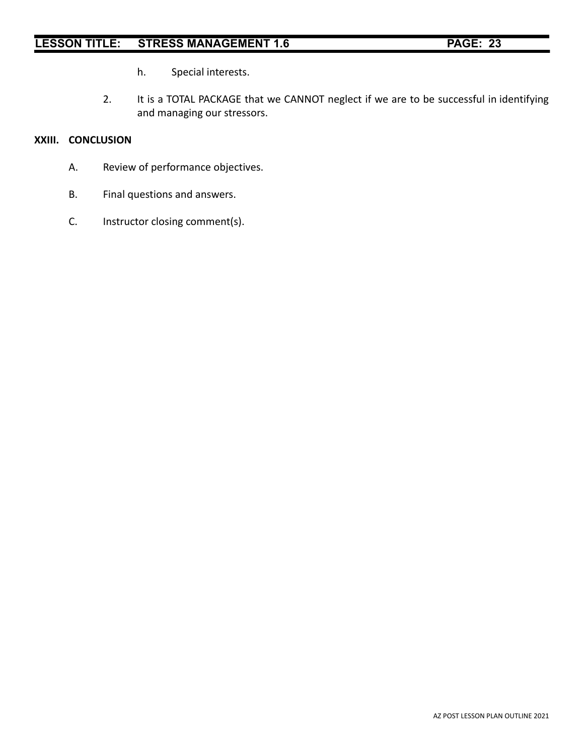h. Special interests.

2. It is a TOTAL PACKAGE that we CANNOT neglect if we are to be successful in identifying and managing our stressors.

## XXIII. CONCLUSION

A. Review of performance objectives.

B. Final questions and answers.

C. Instructor closing comment(s).